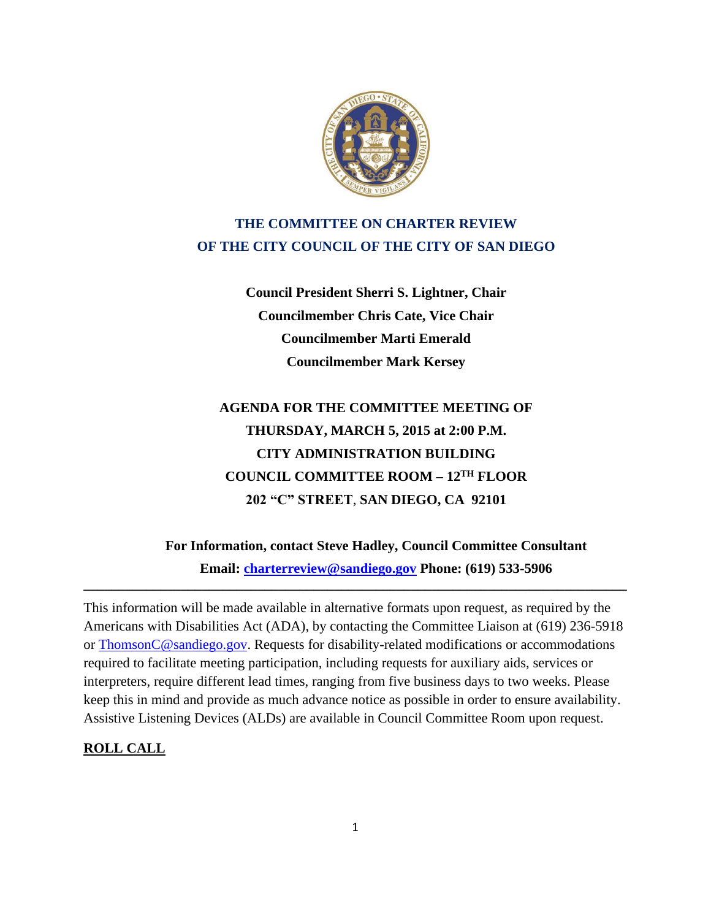# THE COMMITTEE ON CHARTER REVIEW
# OF THE CITY COUNCIL OF THE CITY OF SAN DIEGO

**Council President Sherri S. Lightner, Chair**
**Councilmember Chris Cate, Vice Chair**
**Councilmember Marti Emerald**
**Councilmember Mark Kersey**

**AGENDA FOR THE COMMITTEE MEETING OF**
**THURSDAY, MARCH 5, 2015 at 2:00 P.M.**
**CITY ADMINISTRATION BUILDING**
**COUNCIL COMMITTEE ROOM – 12TH FLOOR**
**202 "C" STREET, SAN DIEGO, CA 92101**

**For Information, contact Steve Hadley, Council Committee Consultant**
**Email: charterreview@sandiego.gov Phone: (619) 533-5906**

---

This information will be made available in alternative formats upon request, as required by the Americans with Disabilities Act (ADA), by contacting the Committee Liaison at (619) 236-5918 or ThomsonC@sandiego.gov. Requests for disability-related modifications or accommodations required to facilitate meeting participation, including requests for auxiliary aids, services or interpreters, require different lead times, ranging from five business days to two weeks. Please keep this in mind and provide as much advance notice as possible in order to ensure availability. Assistive Listening Devices (ALDs) are available in Council Committee Room upon request.

## ROLL CALL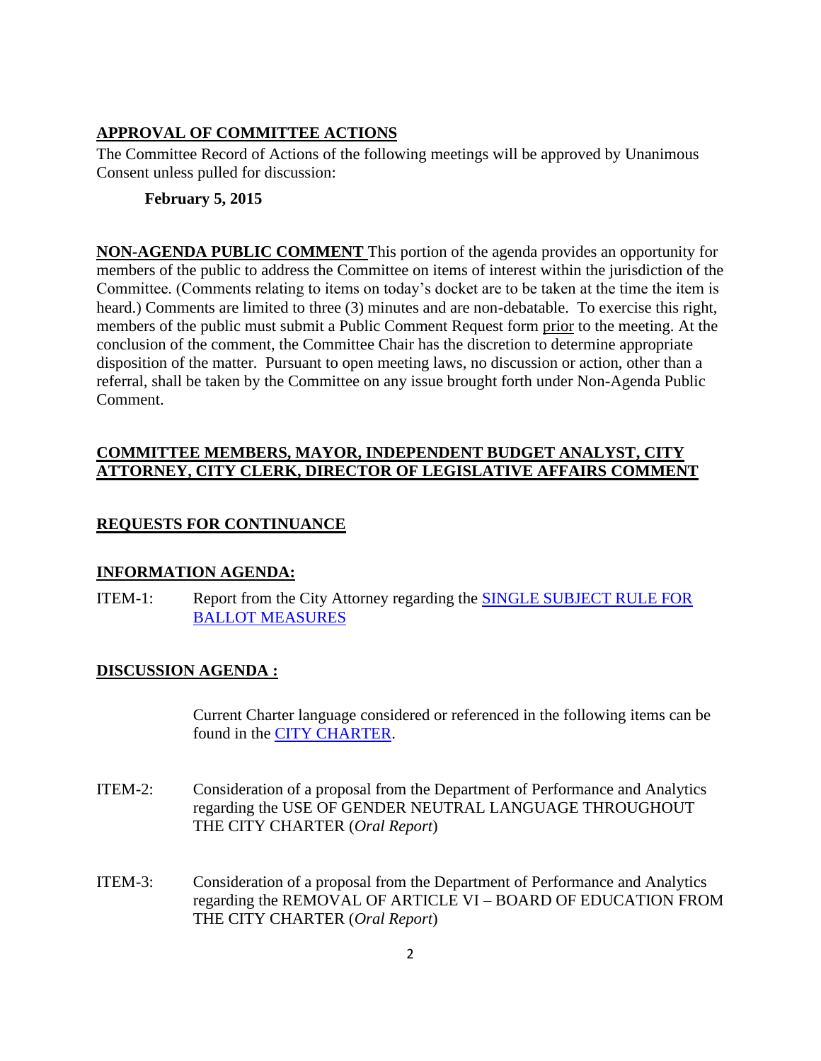## APPROVAL OF COMMITTEE ACTIONS

The Committee Record of Actions of the following meetings will be approved by Unanimous Consent unless pulled for discussion:

**February 5, 2015**

**NON-AGENDA PUBLIC COMMENT** This portion of the agenda provides an opportunity for members of the public to address the Committee on items of interest within the jurisdiction of the Committee. (Comments relating to items on today's docket are to be taken at the time the item is heard.) Comments are limited to three (3) minutes and are non-debatable. To exercise this right, members of the public must submit a Public Comment Request form prior to the meeting. At the conclusion of the comment, the Committee Chair has the discretion to determine appropriate disposition of the matter. Pursuant to open meeting laws, no discussion or action, other than a referral, shall be taken by the Committee on any issue brought forth under Non-Agenda Public Comment.

## COMMITTEE MEMBERS, MAYOR, INDEPENDENT BUDGET ANALYST, CITY ATTORNEY, CITY CLERK, DIRECTOR OF LEGISLATIVE AFFAIRS COMMENT

## REQUESTS FOR CONTINUANCE

## INFORMATION AGENDA:

ITEM-1: Report from the City Attorney regarding the SINGLE SUBJECT RULE FOR BALLOT MEASURES

## DISCUSSION AGENDA :

Current Charter language considered or referenced in the following items can be found in the CITY CHARTER.

ITEM-2: Consideration of a proposal from the Department of Performance and Analytics regarding the USE OF GENDER NEUTRAL LANGUAGE THROUGHOUT THE CITY CHARTER (*Oral Report*)

ITEM-3: Consideration of a proposal from the Department of Performance and Analytics regarding the REMOVAL OF ARTICLE VI – BOARD OF EDUCATION FROM THE CITY CHARTER (*Oral Report*)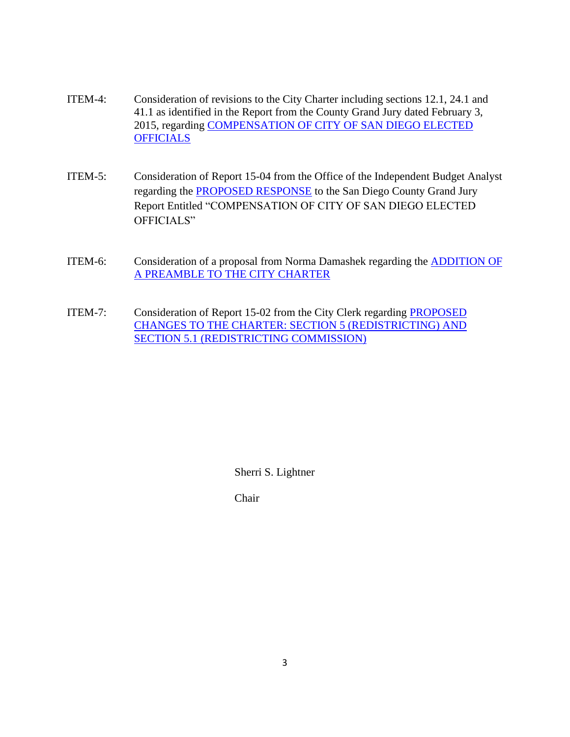ITEM-4: Consideration of revisions to the City Charter including sections 12.1, 24.1 and 41.1 as identified in the Report from the County Grand Jury dated February 3, 2015, regarding COMPENSATION OF CITY OF SAN DIEGO ELECTED OFFICIALS

ITEM-5: Consideration of Report 15-04 from the Office of the Independent Budget Analyst regarding the PROPOSED RESPONSE to the San Diego County Grand Jury Report Entitled "COMPENSATION OF CITY OF SAN DIEGO ELECTED OFFICIALS"

ITEM-6: Consideration of a proposal from Norma Damashek regarding the ADDITION OF A PREAMBLE TO THE CITY CHARTER

ITEM-7: Consideration of Report 15-02 from the City Clerk regarding PROPOSED CHANGES TO THE CHARTER: SECTION 5 (REDISTRICTING) AND SECTION 5.1 (REDISTRICTING COMMISSION)

Sherri S. Lightner

Chair